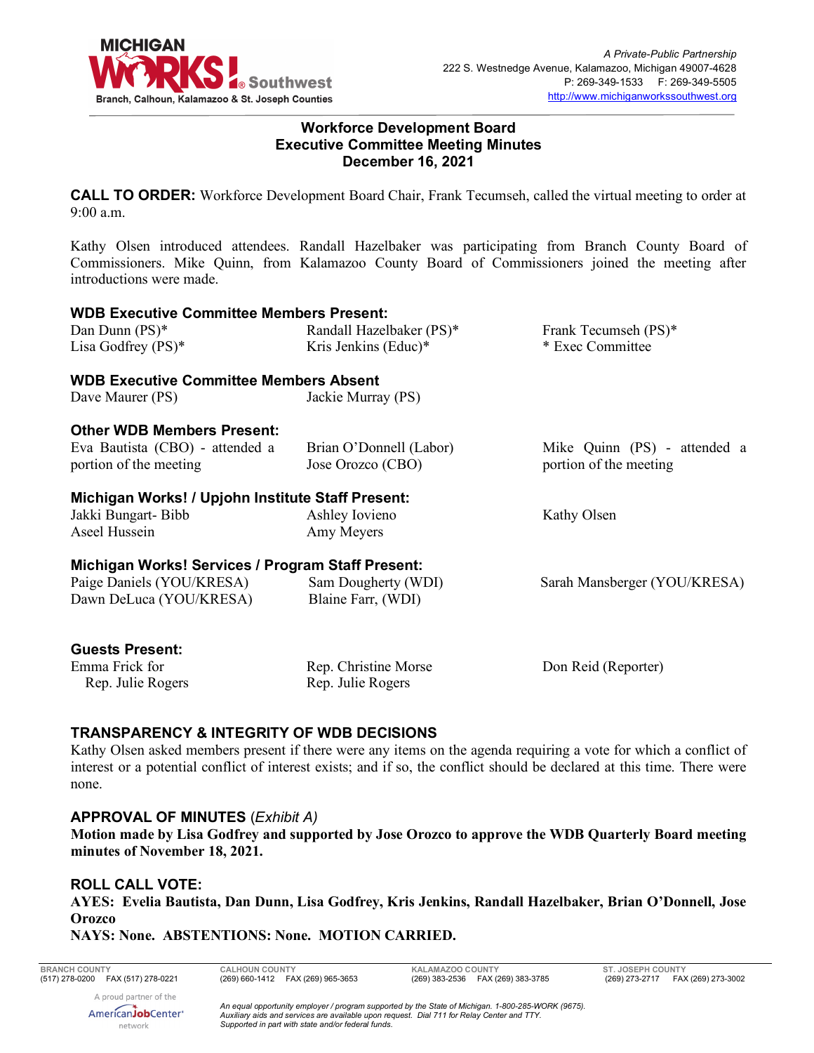# Workforce Development Board
## Executive Committee Meeting Minutes
### December 16, 2021

**CALL TO ORDER:** Workforce Development Board Chair, Frank Tecumseh, called the virtual meeting to order at 9:00 a.m.

Kathy Olsen introduced attendees. Randall Hazelbaker was participating from Branch County Board of Commissioners. Mike Quinn, from Kalamazoo County Board of Commissioners joined the meeting after introductions were made.

**WDB Executive Committee Members Present:**

Dan Dunn (PS)*
Lisa Godfrey (PS)*
Randall Hazelbaker (PS)*
Kris Jenkins (Educ)*
Frank Tecumseh (PS)*
* Exec Committee

**WDB Executive Committee Members Absent**

Dave Maurer (PS)
Jackie Murray (PS)

**Other WDB Members Present:**

Eva Bautista (CBO) - attended a portion of the meeting
Brian O'Donnell (Labor)
Jose Orozco (CBO)
Mike Quinn (PS) - attended a portion of the meeting

**Michigan Works! / Upjohn Institute Staff Present:**

Jakki Bungart- Bibb
Aseel Hussein
Ashley Iovieno
Amy Meyers
Kathy Olsen

**Michigan Works! Services / Program Staff Present:**

Paige Daniels (YOU/KRESA)
Dawn DeLuca (YOU/KRESA)
Sam Dougherty (WDI)
Blaine Farr, (WDI)
Sarah Mansberger (YOU/KRESA)

**Guests Present:**

Emma Frick for Rep. Julie Rogers
Rep. Christine Morse
Rep. Julie Rogers
Don Reid (Reporter)

**TRANSPARENCY & INTEGRITY OF WDB DECISIONS**

Kathy Olsen asked members present if there were any items on the agenda requiring a vote for which a conflict of interest or a potential conflict of interest exists; and if so, the conflict should be declared at this time. There were none.

**APPROVAL OF MINUTES** (*Exhibit A)*

**Motion made by Lisa Godfrey and supported by Jose Orozco to approve the WDB Quarterly Board meeting minutes of November 18, 2021.**

**ROLL CALL VOTE:**

**AYES: Evelia Bautista, Dan Dunn, Lisa Godfrey, Kris Jenkins, Randall Hazelbaker, Brian O'Donnell, Jose Orozco**

**NAYS: None. ABSTENTIONS: None. MOTION CARRIED.**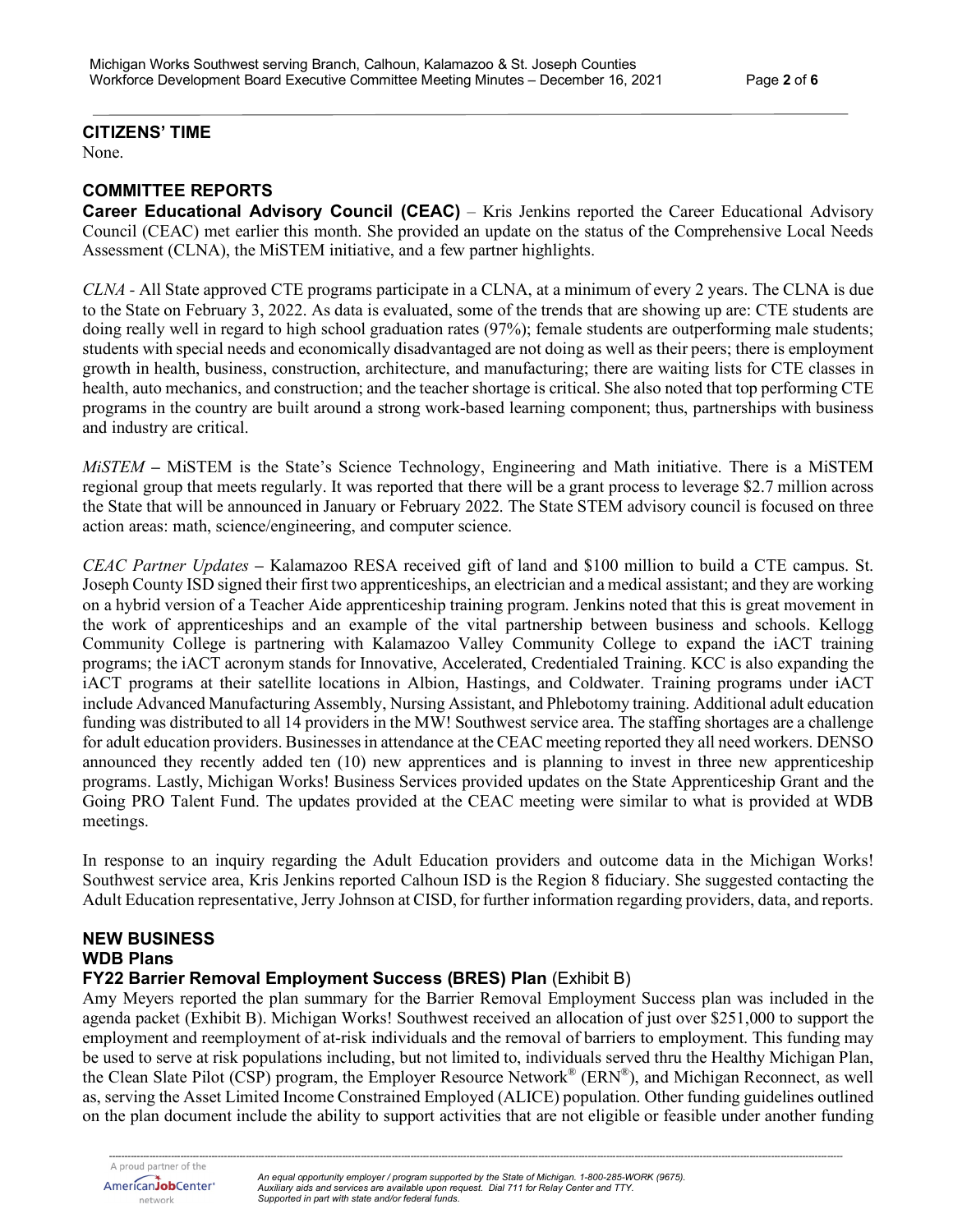## CITIZENS' TIME

None.

## COMMITTEE REPORTS

**Career Educational Advisory Council (CEAC)** – Kris Jenkins reported the Career Educational Advisory Council (CEAC) met earlier this month. She provided an update on the status of the Comprehensive Local Needs Assessment (CLNA), the MiSTEM initiative, and a few partner highlights.

*CLNA* - All State approved CTE programs participate in a CLNA, at a minimum of every 2 years. The CLNA is due to the State on February 3, 2022. As data is evaluated, some of the trends that are showing up are: CTE students are doing really well in regard to high school graduation rates (97%); female students are outperforming male students; students with special needs and economically disadvantaged are not doing as well as their peers; there is employment growth in health, business, construction, architecture, and manufacturing; there are waiting lists for CTE classes in health, auto mechanics, and construction; and the teacher shortage is critical. She also noted that top performing CTE programs in the country are built around a strong work-based learning component; thus, partnerships with business and industry are critical.

*MiSTEM* – MiSTEM is the State's Science Technology, Engineering and Math initiative. There is a MiSTEM regional group that meets regularly. It was reported that there will be a grant process to leverage $2.7 million across the State that will be announced in January or February 2022. The State STEM advisory council is focused on three action areas: math, science/engineering, and computer science.

*CEAC Partner Updates* – Kalamazoo RESA received gift of land and $100 million to build a CTE campus. St. Joseph County ISD signed their first two apprenticeships, an electrician and a medical assistant; and they are working on a hybrid version of a Teacher Aide apprenticeship training program. Jenkins noted that this is great movement in the work of apprenticeships and an example of the vital partnership between business and schools. Kellogg Community College is partnering with Kalamazoo Valley Community College to expand the iACT training programs; the iACT acronym stands for Innovative, Accelerated, Credentialed Training. KCC is also expanding the iACT programs at their satellite locations in Albion, Hastings, and Coldwater. Training programs under iACT include Advanced Manufacturing Assembly, Nursing Assistant, and Phlebotomy training. Additional adult education funding was distributed to all 14 providers in the MW! Southwest service area. The staffing shortages are a challenge for adult education providers. Businesses in attendance at the CEAC meeting reported they all need workers. DENSO announced they recently added ten (10) new apprentices and is planning to invest in three new apprenticeship programs. Lastly, Michigan Works! Business Services provided updates on the State Apprenticeship Grant and the Going PRO Talent Fund. The updates provided at the CEAC meeting were similar to what is provided at WDB meetings.

In response to an inquiry regarding the Adult Education providers and outcome data in the Michigan Works! Southwest service area, Kris Jenkins reported Calhoun ISD is the Region 8 fiduciary. She suggested contacting the Adult Education representative, Jerry Johnson at CISD, for further information regarding providers, data, and reports.

## NEW BUSINESS

### WDB Plans

#### FY22 Barrier Removal Employment Success (BRES) Plan (Exhibit B)

Amy Meyers reported the plan summary for the Barrier Removal Employment Success plan was included in the agenda packet (Exhibit B). Michigan Works! Southwest received an allocation of just over $251,000 to support the employment and reemployment of at-risk individuals and the removal of barriers to employment. This funding may be used to serve at risk populations including, but not limited to, individuals served thru the Healthy Michigan Plan, the Clean Slate Pilot (CSP) program, the Employer Resource Network® (ERN®), and Michigan Reconnect, as well as, serving the Asset Limited Income Constrained Employed (ALICE) population. Other funding guidelines outlined on the plan document include the ability to support activities that are not eligible or feasible under another funding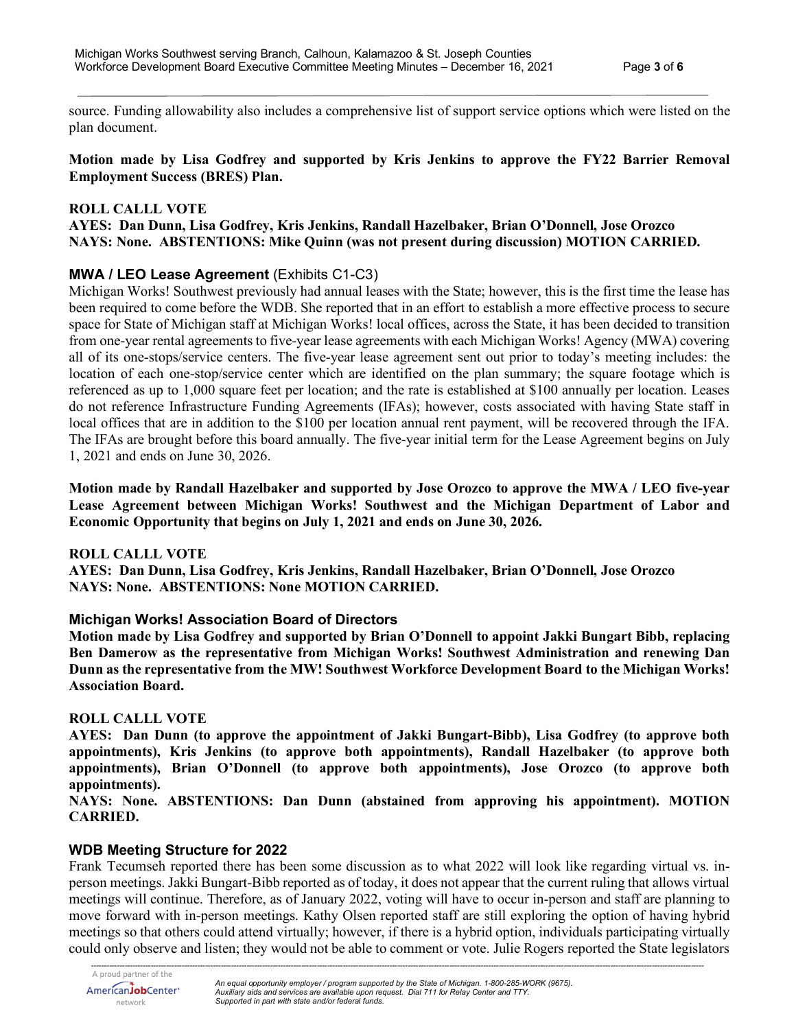source. Funding allowability also includes a comprehensive list of support service options which were listed on the plan document.

**Motion made by Lisa Godfrey and supported by Kris Jenkins to approve the FY22 Barrier Removal Employment Success (BRES) Plan.**

**ROLL CALLL VOTE**
**AYES: Dan Dunn, Lisa Godfrey, Kris Jenkins, Randall Hazelbaker, Brian O'Donnell, Jose Orozco**
**NAYS: None. ABSTENTIONS: Mike Quinn (was not present during discussion) MOTION CARRIED.**

### MWA / LEO Lease Agreement (Exhibits C1-C3)

Michigan Works! Southwest previously had annual leases with the State; however, this is the first time the lease has been required to come before the WDB. She reported that in an effort to establish a more effective process to secure space for State of Michigan staff at Michigan Works! local offices, across the State, it has been decided to transition from one-year rental agreements to five-year lease agreements with each Michigan Works! Agency (MWA) covering all of its one-stops/service centers. The five-year lease agreement sent out prior to today's meeting includes: the location of each one-stop/service center which are identified on the plan summary; the square footage which is referenced as up to 1,000 square feet per location; and the rate is established at $100 annually per location. Leases do not reference Infrastructure Funding Agreements (IFAs); however, costs associated with having State staff in local offices that are in addition to the $100 per location annual rent payment, will be recovered through the IFA. The IFAs are brought before this board annually. The five-year initial term for the Lease Agreement begins on July 1, 2021 and ends on June 30, 2026.

**Motion made by Randall Hazelbaker and supported by Jose Orozco to approve the MWA / LEO five-year Lease Agreement between Michigan Works! Southwest and the Michigan Department of Labor and Economic Opportunity that begins on July 1, 2021 and ends on June 30, 2026.**

**ROLL CALLL VOTE**
**AYES: Dan Dunn, Lisa Godfrey, Kris Jenkins, Randall Hazelbaker, Brian O'Donnell, Jose Orozco**
**NAYS: None. ABSTENTIONS: None MOTION CARRIED.**

### Michigan Works! Association Board of Directors

**Motion made by Lisa Godfrey and supported by Brian O'Donnell to appoint Jakki Bungart Bibb, replacing Ben Damerow as the representative from Michigan Works! Southwest Administration and renewing Dan Dunn as the representative from the MW! Southwest Workforce Development Board to the Michigan Works! Association Board.**

**ROLL CALLL VOTE**
**AYES: Dan Dunn (to approve the appointment of Jakki Bungart-Bibb), Lisa Godfrey (to approve both appointments), Kris Jenkins (to approve both appointments), Randall Hazelbaker (to approve both appointments), Brian O'Donnell (to approve both appointments), Jose Orozco (to approve both appointments).**
**NAYS: None. ABSTENTIONS: Dan Dunn (abstained from approving his appointment). MOTION CARRIED.**

### WDB Meeting Structure for 2022

Frank Tecumseh reported there has been some discussion as to what 2022 will look like regarding virtual vs. in-person meetings. Jakki Bungart-Bibb reported as of today, it does not appear that the current ruling that allows virtual meetings will continue. Therefore, as of January 2022, voting will have to occur in-person and staff are planning to move forward with in-person meetings. Kathy Olsen reported staff are still exploring the option of having hybrid meetings so that others could attend virtually; however, if there is a hybrid option, individuals participating virtually could only observe and listen; they would not be able to comment or vote. Julie Rogers reported the State legislators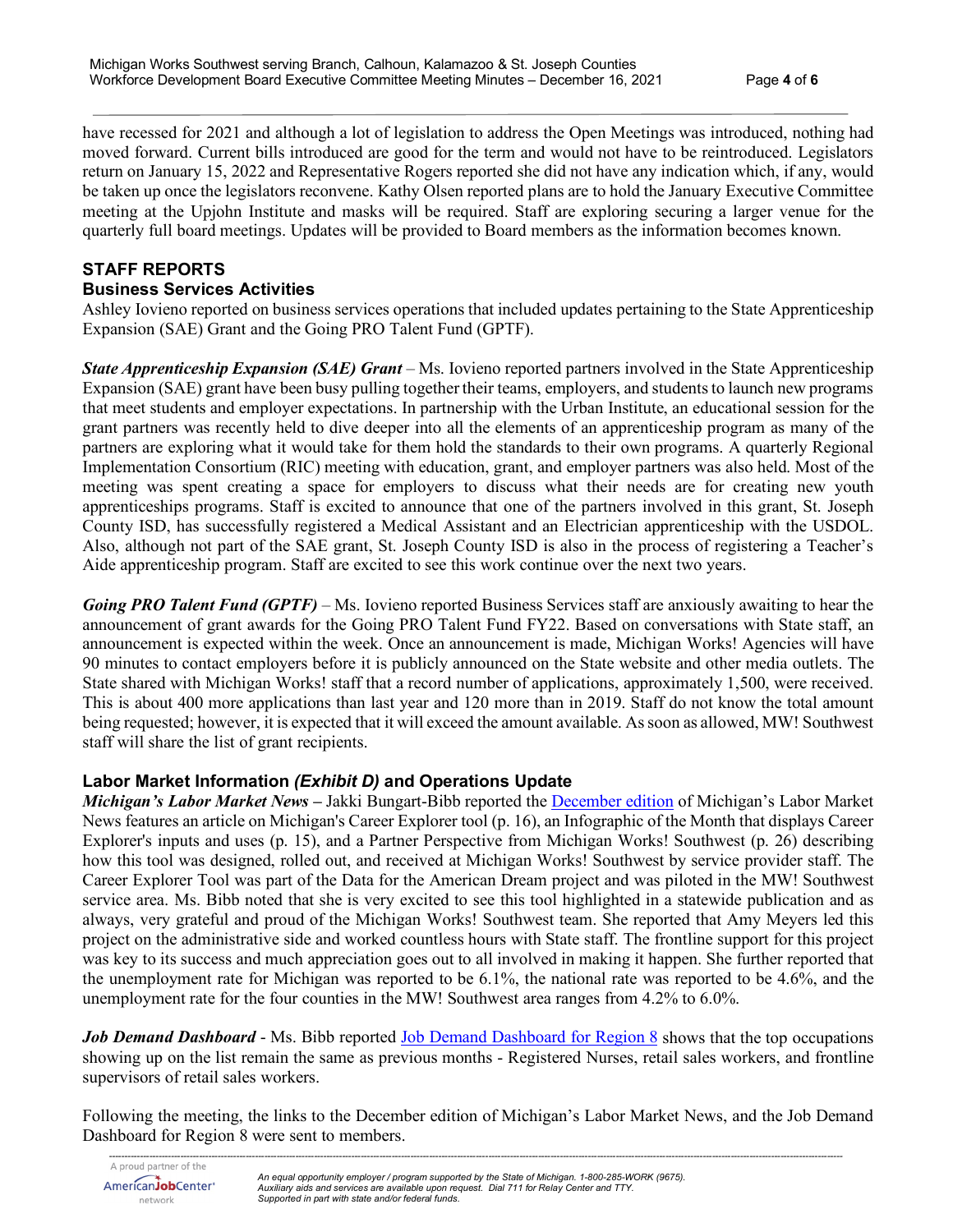have recessed for 2021 and although a lot of legislation to address the Open Meetings was introduced, nothing had moved forward. Current bills introduced are good for the term and would not have to be reintroduced. Legislators return on January 15, 2022 and Representative Rogers reported she did not have any indication which, if any, would be taken up once the legislators reconvene. Kathy Olsen reported plans are to hold the January Executive Committee meeting at the Upjohn Institute and masks will be required. Staff are exploring securing a larger venue for the quarterly full board meetings. Updates will be provided to Board members as the information becomes known.

## STAFF REPORTS

### Business Services Activities

Ashley Iovieno reported on business services operations that included updates pertaining to the State Apprenticeship Expansion (SAE) Grant and the Going PRO Talent Fund (GPTF).

***State Apprenticeship Expansion (SAE) Grant*** – Ms. Iovieno reported partners involved in the State Apprenticeship Expansion (SAE) grant have been busy pulling together their teams, employers, and students to launch new programs that meet students and employer expectations. In partnership with the Urban Institute, an educational session for the grant partners was recently held to dive deeper into all the elements of an apprenticeship program as many of the partners are exploring what it would take for them hold the standards to their own programs. A quarterly Regional Implementation Consortium (RIC) meeting with education, grant, and employer partners was also held. Most of the meeting was spent creating a space for employers to discuss what their needs are for creating new youth apprenticeships programs. Staff is excited to announce that one of the partners involved in this grant, St. Joseph County ISD, has successfully registered a Medical Assistant and an Electrician apprenticeship with the USDOL. Also, although not part of the SAE grant, St. Joseph County ISD is also in the process of registering a Teacher's Aide apprenticeship program. Staff are excited to see this work continue over the next two years.

***Going PRO Talent Fund (GPTF)*** – Ms. Iovieno reported Business Services staff are anxiously awaiting to hear the announcement of grant awards for the Going PRO Talent Fund FY22. Based on conversations with State staff, an announcement is expected within the week. Once an announcement is made, Michigan Works! Agencies will have 90 minutes to contact employers before it is publicly announced on the State website and other media outlets. The State shared with Michigan Works! staff that a record number of applications, approximately 1,500, were received. This is about 400 more applications than last year and 120 more than in 2019. Staff do not know the total amount being requested; however, it is expected that it will exceed the amount available. As soon as allowed, MW! Southwest staff will share the list of grant recipients.

### Labor Market Information *(Exhibit D)* and Operations Update

***Michigan's Labor Market News*** **–** Jakki Bungart-Bibb reported the December edition of Michigan's Labor Market News features an article on Michigan's Career Explorer tool (p. 16), an Infographic of the Month that displays Career Explorer's inputs and uses (p. 15), and a Partner Perspective from Michigan Works! Southwest (p. 26) describing how this tool was designed, rolled out, and received at Michigan Works! Southwest by service provider staff. The Career Explorer Tool was part of the Data for the American Dream project and was piloted in the MW! Southwest service area. Ms. Bibb noted that she is very excited to see this tool highlighted in a statewide publication and as always, very grateful and proud of the Michigan Works! Southwest team. She reported that Amy Meyers led this project on the administrative side and worked countless hours with State staff. The frontline support for this project was key to its success and much appreciation goes out to all involved in making it happen. She further reported that the unemployment rate for Michigan was reported to be 6.1%, the national rate was reported to be 4.6%, and the unemployment rate for the four counties in the MW! Southwest area ranges from 4.2% to 6.0%.

***Job Demand Dashboard*** - Ms. Bibb reported Job Demand Dashboard for Region 8 shows that the top occupations showing up on the list remain the same as previous months - Registered Nurses, retail sales workers, and frontline supervisors of retail sales workers.

Following the meeting, the links to the December edition of Michigan's Labor Market News, and the Job Demand Dashboard for Region 8 were sent to members.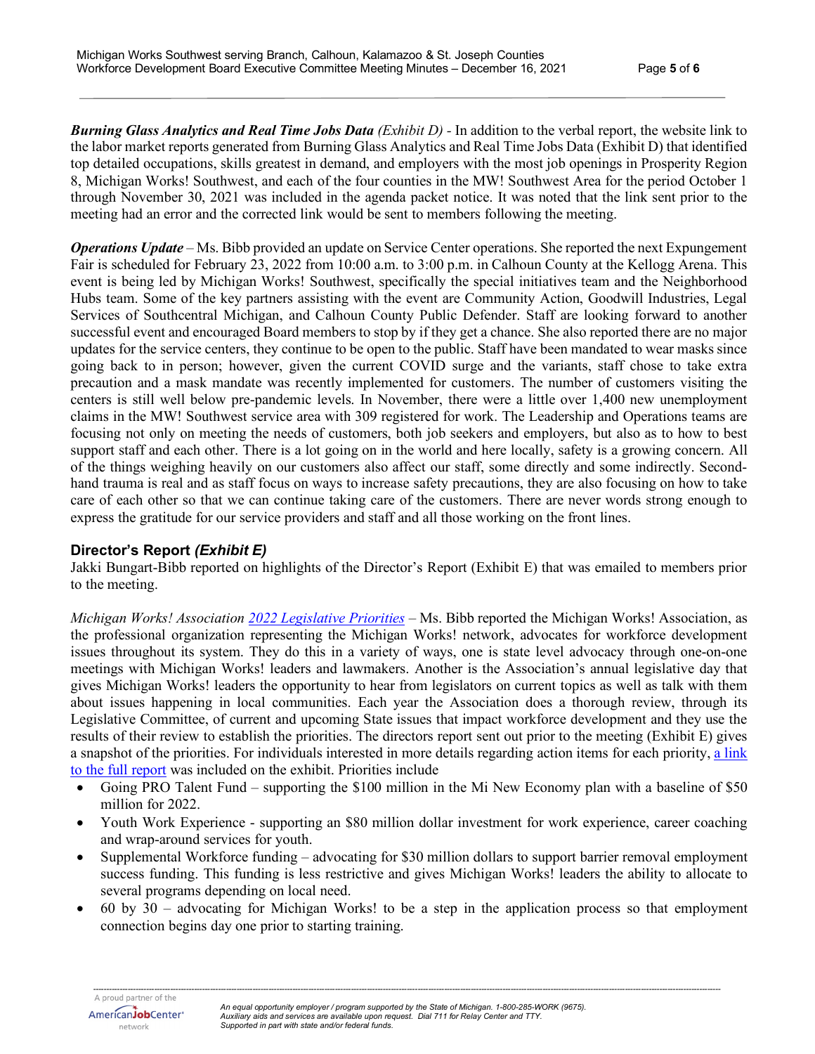***Burning Glass Analytics and Real Time Jobs Data*** *(Exhibit D)* - In addition to the verbal report, the website link to the labor market reports generated from Burning Glass Analytics and Real Time Jobs Data (Exhibit D) that identified top detailed occupations, skills greatest in demand, and employers with the most job openings in Prosperity Region 8, Michigan Works! Southwest, and each of the four counties in the MW! Southwest Area for the period October 1 through November 30, 2021 was included in the agenda packet notice. It was noted that the link sent prior to the meeting had an error and the corrected link would be sent to members following the meeting.

***Operations Update*** – Ms. Bibb provided an update on Service Center operations. She reported the next Expungement Fair is scheduled for February 23, 2022 from 10:00 a.m. to 3:00 p.m. in Calhoun County at the Kellogg Arena. This event is being led by Michigan Works! Southwest, specifically the special initiatives team and the Neighborhood Hubs team. Some of the key partners assisting with the event are Community Action, Goodwill Industries, Legal Services of Southcentral Michigan, and Calhoun County Public Defender. Staff are looking forward to another successful event and encouraged Board members to stop by if they get a chance. She also reported there are no major updates for the service centers, they continue to be open to the public. Staff have been mandated to wear masks since going back to in person; however, given the current COVID surge and the variants, staff chose to take extra precaution and a mask mandate was recently implemented for customers. The number of customers visiting the centers is still well below pre-pandemic levels. In November, there were a little over 1,400 new unemployment claims in the MW! Southwest service area with 309 registered for work. The Leadership and Operations teams are focusing not only on meeting the needs of customers, both job seekers and employers, but also as to how to best support staff and each other. There is a lot going on in the world and here locally, safety is a growing concern. All of the things weighing heavily on our customers also affect our staff, some directly and some indirectly. Second-hand trauma is real and as staff focus on ways to increase safety precautions, they are also focusing on how to take care of each other so that we can continue taking care of the customers. There are never words strong enough to express the gratitude for our service providers and staff and all those working on the front lines.

## Director's Report *(Exhibit E)*

Jakki Bungart-Bibb reported on highlights of the Director's Report (Exhibit E) that was emailed to members prior to the meeting.

*Michigan Works! Association [2022 Legislative Priorities](#)* – Ms. Bibb reported the Michigan Works! Association, as the professional organization representing the Michigan Works! network, advocates for workforce development issues throughout its system. They do this in a variety of ways, one is state level advocacy through one-on-one meetings with Michigan Works! leaders and lawmakers. Another is the Association's annual legislative day that gives Michigan Works! leaders the opportunity to hear from legislators on current topics as well as talk with them about issues happening in local communities. Each year the Association does a thorough review, through its Legislative Committee, of current and upcoming State issues that impact workforce development and they use the results of their review to establish the priorities. The directors report sent out prior to the meeting (Exhibit E) gives a snapshot of the priorities. For individuals interested in more details regarding action items for each priority, [a link to the full report](#) was included on the exhibit. Priorities include

- Going PRO Talent Fund – supporting the $100 million in the Mi New Economy plan with a baseline of $50 million for 2022.
- Youth Work Experience - supporting an $80 million dollar investment for work experience, career coaching and wrap-around services for youth.
- Supplemental Workforce funding – advocating for $30 million dollars to support barrier removal employment success funding. This funding is less restrictive and gives Michigan Works! leaders the ability to allocate to several programs depending on local need.
- 60 by 30 – advocating for Michigan Works! to be a step in the application process so that employment connection begins day one prior to starting training.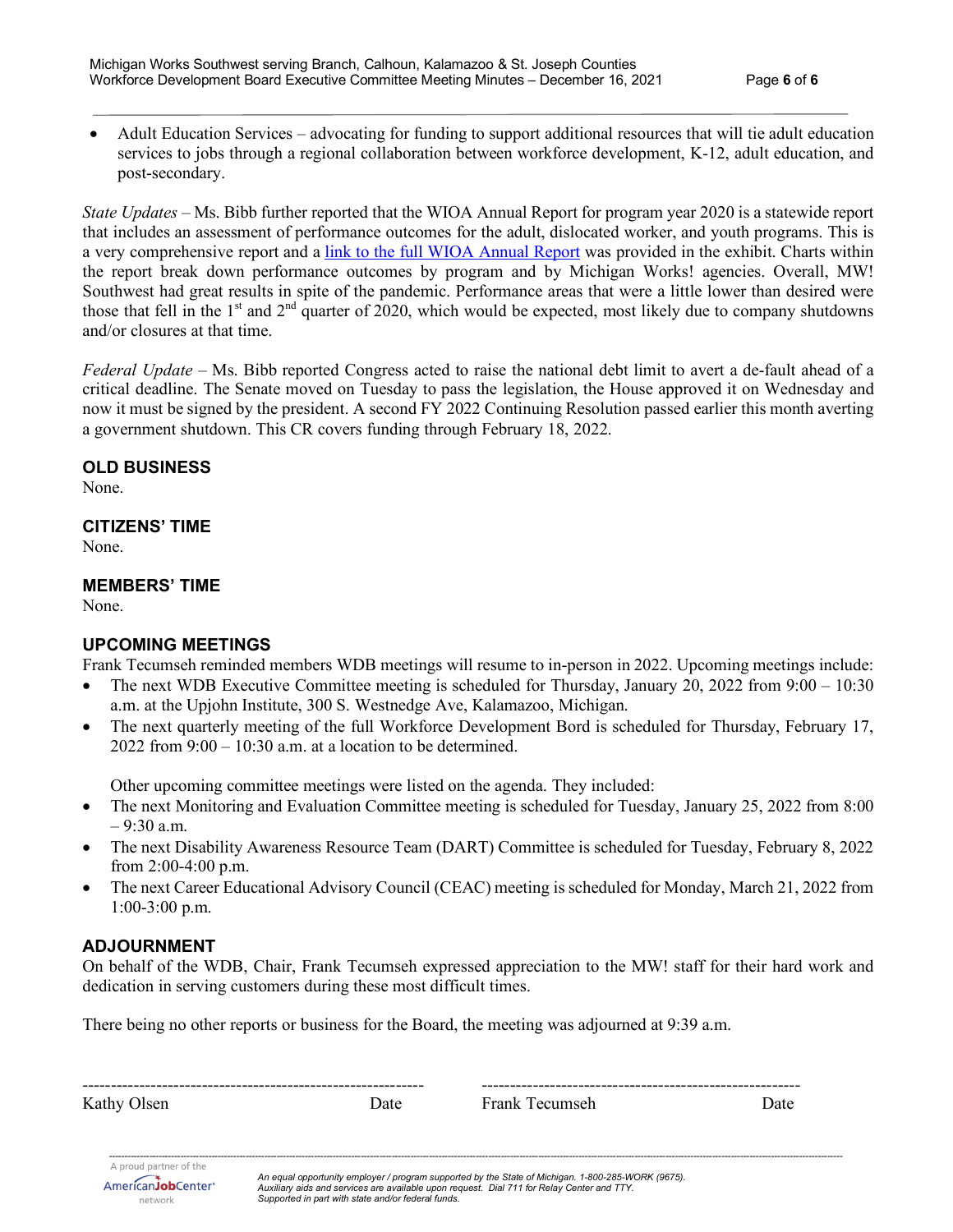- Adult Education Services – advocating for funding to support additional resources that will tie adult education services to jobs through a regional collaboration between workforce development, K-12, adult education, and post-secondary.

*State Updates* – Ms. Bibb further reported that the WIOA Annual Report for program year 2020 is a statewide report that includes an assessment of performance outcomes for the adult, dislocated worker, and youth programs. This is a very comprehensive report and a link to the full WIOA Annual Report was provided in the exhibit. Charts within the report break down performance outcomes by program and by Michigan Works! agencies. Overall, MW! Southwest had great results in spite of the pandemic. Performance areas that were a little lower than desired were those that fell in the 1st and 2nd quarter of 2020, which would be expected, most likely due to company shutdowns and/or closures at that time.

*Federal Update* – Ms. Bibb reported Congress acted to raise the national debt limit to avert a de-fault ahead of a critical deadline. The Senate moved on Tuesday to pass the legislation, the House approved it on Wednesday and now it must be signed by the president. A second FY 2022 Continuing Resolution passed earlier this month averting a government shutdown. This CR covers funding through February 18, 2022.

## OLD BUSINESS

None.

## CITIZENS' TIME

None.

## MEMBERS' TIME

None.

## UPCOMING MEETINGS

Frank Tecumseh reminded members WDB meetings will resume to in-person in 2022. Upcoming meetings include:

- The next WDB Executive Committee meeting is scheduled for Thursday, January 20, 2022 from 9:00 – 10:30 a.m. at the Upjohn Institute, 300 S. Westnedge Ave, Kalamazoo, Michigan.
- The next quarterly meeting of the full Workforce Development Bord is scheduled for Thursday, February 17, 2022 from 9:00 – 10:30 a.m. at a location to be determined.

  Other upcoming committee meetings were listed on the agenda. They included:

- The next Monitoring and Evaluation Committee meeting is scheduled for Tuesday, January 25, 2022 from 8:00 – 9:30 a.m.
- The next Disability Awareness Resource Team (DART) Committee is scheduled for Tuesday, February 8, 2022 from 2:00-4:00 p.m.
- The next Career Educational Advisory Council (CEAC) meeting is scheduled for Monday, March 21, 2022 from 1:00-3:00 p.m.

## ADJOURNMENT

On behalf of the WDB, Chair, Frank Tecumseh expressed appreciation to the MW! staff for their hard work and dedication in serving customers during these most difficult times.

There being no other reports or business for the Board, the meeting was adjourned at 9:39 a.m.

---------------------------------------------------------- &nbsp;&nbsp;&nbsp;&nbsp; -------------------------------------------------------

Kathy Olsen &nbsp;&nbsp;&nbsp;&nbsp; Date &nbsp;&nbsp;&nbsp;&nbsp; Frank Tecumseh &nbsp;&nbsp;&nbsp;&nbsp; Date

A proud partner of the AmericanJobCenter network

*An equal opportunity employer / program supported by the State of Michigan. 1-800-285-WORK (9675). Auxiliary aids and services are available upon request. Dial 711 for Relay Center and TTY. Supported in part with state and/or federal funds.*